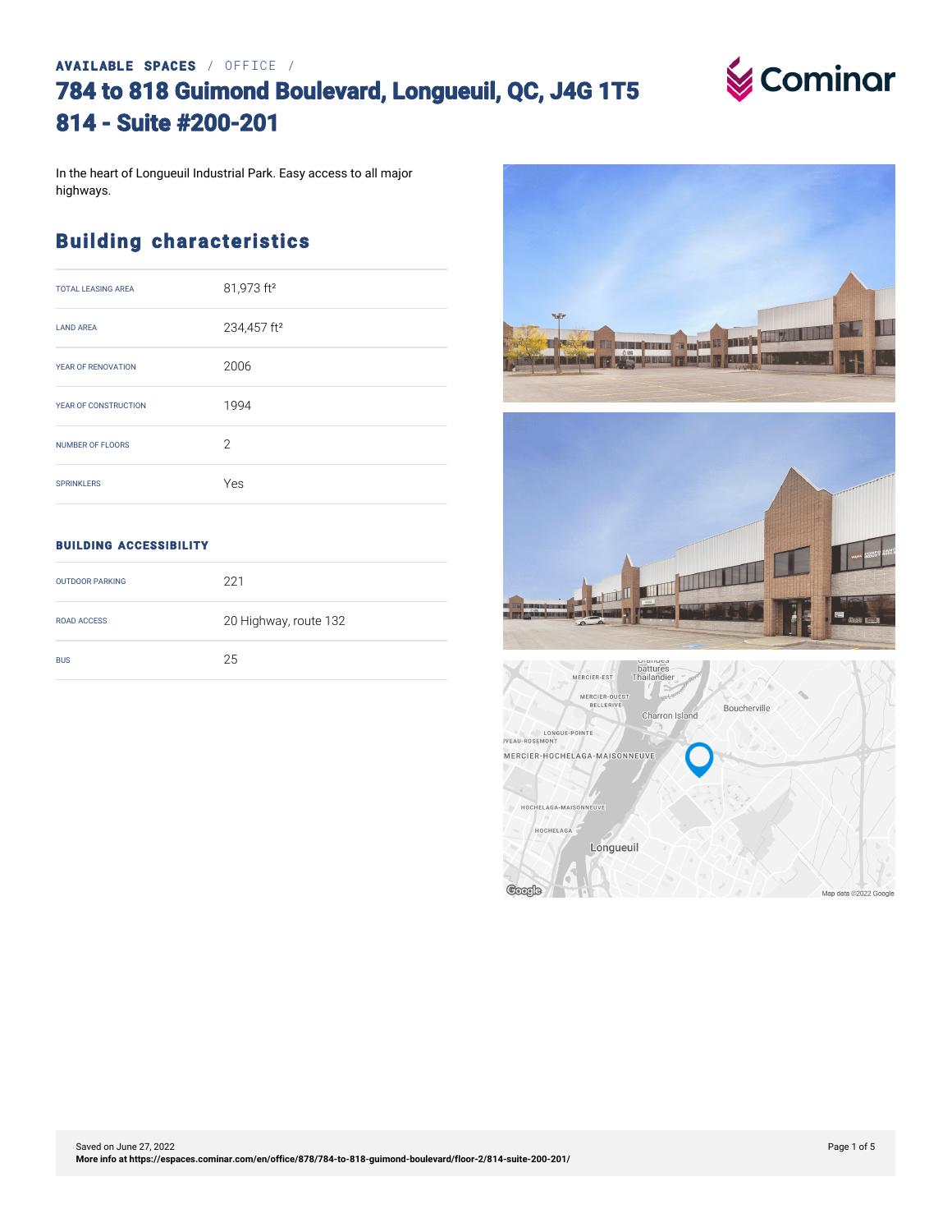AVAILABLE SPACES / OFFICE /

# 784 to 818 Guimond Boulevard, Longueuil, QC, J4G 1T5
# 814 - Suite #200-201

In the heart of Longueuil Industrial Park. Easy access to all major highways.

## Building characteristics

| | |
|---|---|
| TOTAL LEASING AREA | 81,973 ft² |
| LAND AREA | 234,457 ft² |
| YEAR OF RENOVATION | 2006 |
| YEAR OF CONSTRUCTION | 1994 |
| NUMBER OF FLOORS | 2 |
| SPRINKLERS | Yes |

### BUILDING ACCESSIBILITY

| | |
|---|---|
| OUTDOOR PARKING | 221 |
| ROAD ACCESS | 20 Highway, route 132 |
| BUS | 25 |

Saved on June 27, 2022

**More info at https://espaces.cominar.com/en/office/878/784-to-818-guimond-boulevard/floor-2/814-suite-200-201/**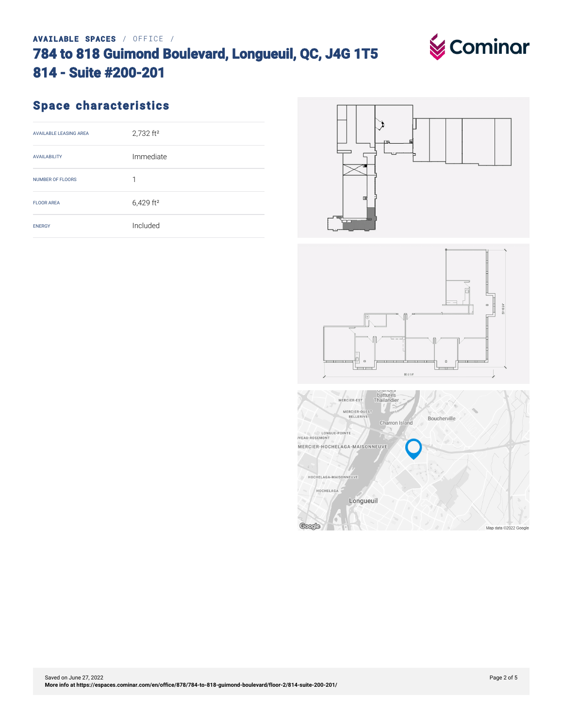AVAILABLE SPACES / OFFICE /

# 784 to 818 Guimond Boulevard, Longueuil, QC, J4G 1T5
# 814 - Suite #200-201

## Space characteristics

| | |
|---|---|
| AVAILABLE LEASING AREA | 2,732 ft² |
| AVAILABILITY | Immediate |
| NUMBER OF FLOORS | 1 |
| FLOOR AREA | 6,429 ft² |
| ENERGY | Included |

Saved on June 27, 2022

**More info at https://espaces.cominar.com/en/office/878/784-to-818-guimond-boulevard/floor-2/814-suite-200-201/**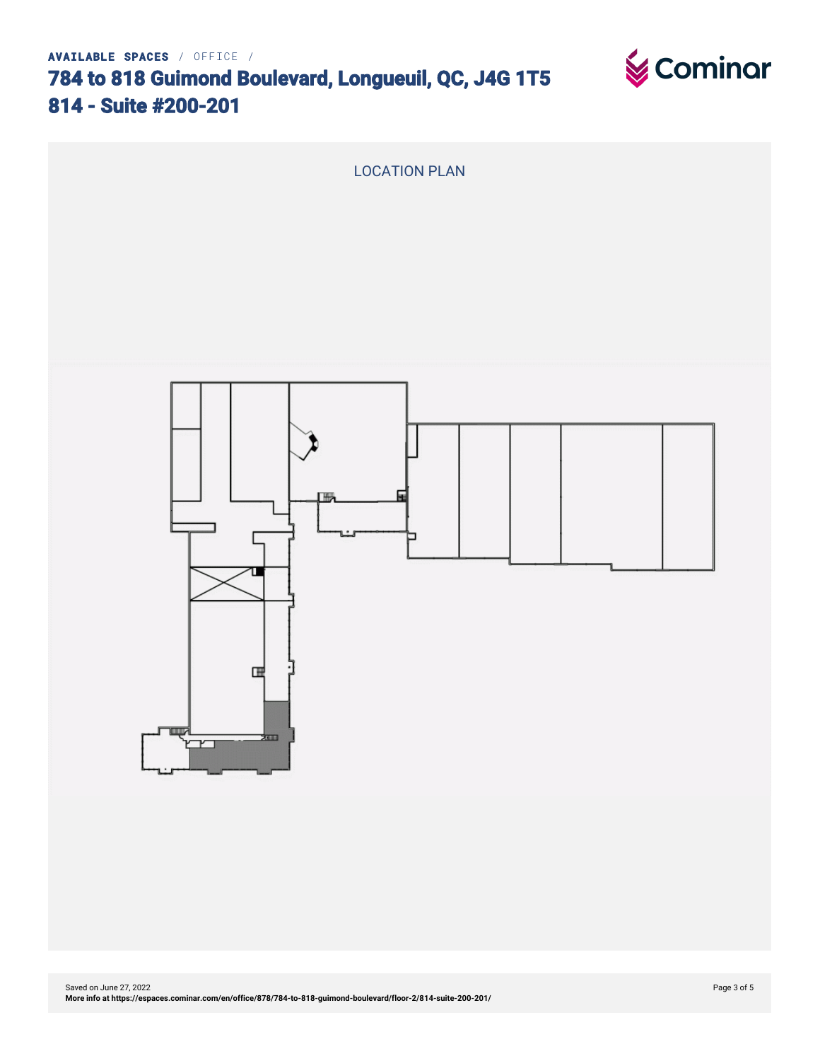AVAILABLE SPACES / OFFICE /

# 784 to 818 Guimond Boulevard, Longueuil, QC, J4G 1T5
# 814 - Suite #200-201

## LOCATION PLAN

Saved on June 27, 2022
**More info at https://espaces.cominar.com/en/office/878/784-to-818-guimond-boulevard/floor-2/814-suite-200-201/**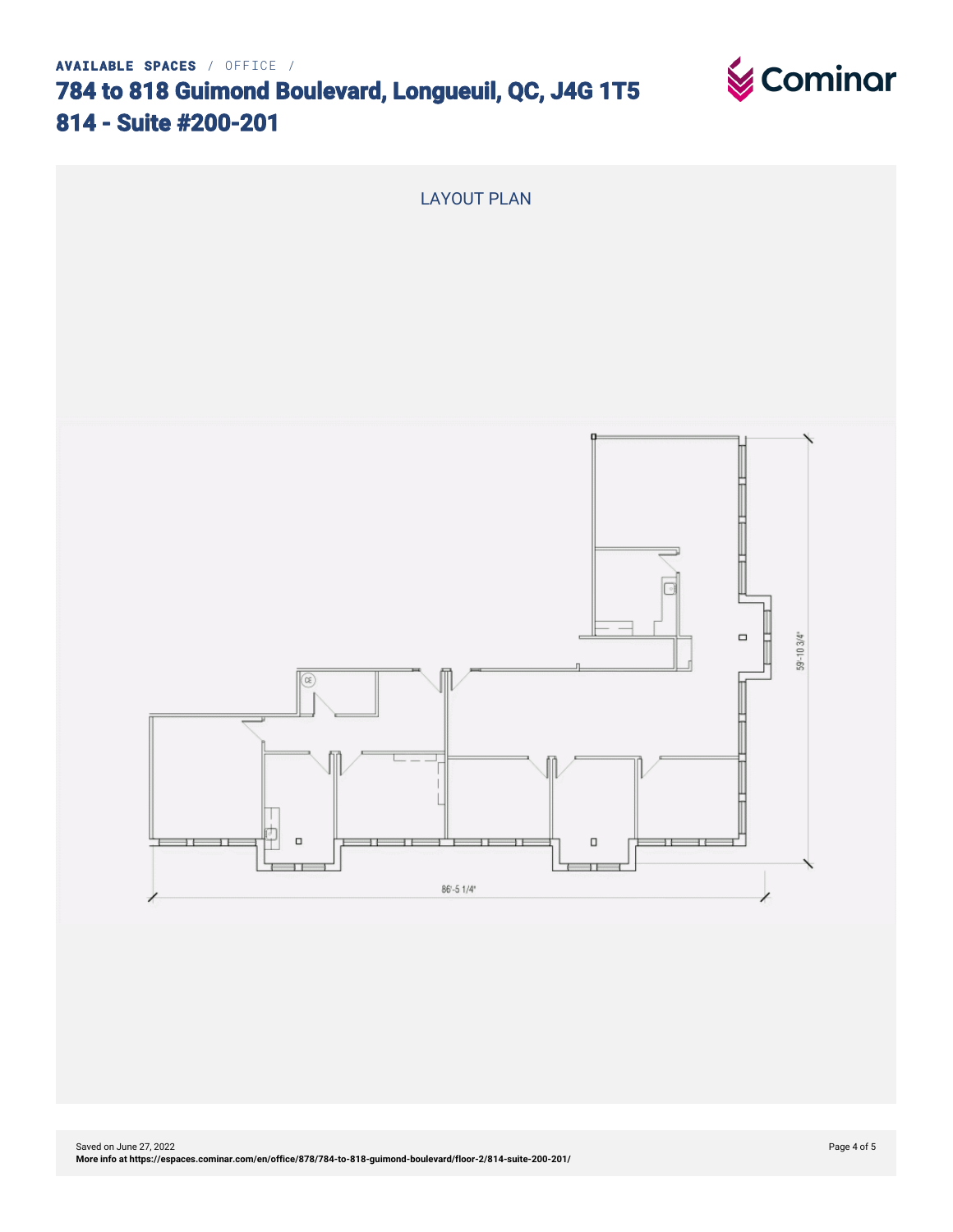AVAILABLE SPACES / OFFICE /

# 784 to 818 Guimond Boulevard, Longueuil, QC, J4G 1T5
# 814 - Suite #200-201

## LAYOUT PLAN

59'-10 3/4"

86'-5 1/4"

Saved on June 27, 2022
**More info at https://espaces.cominar.com/en/office/878/784-to-818-guimond-boulevard/floor-2/814-suite-200-201/**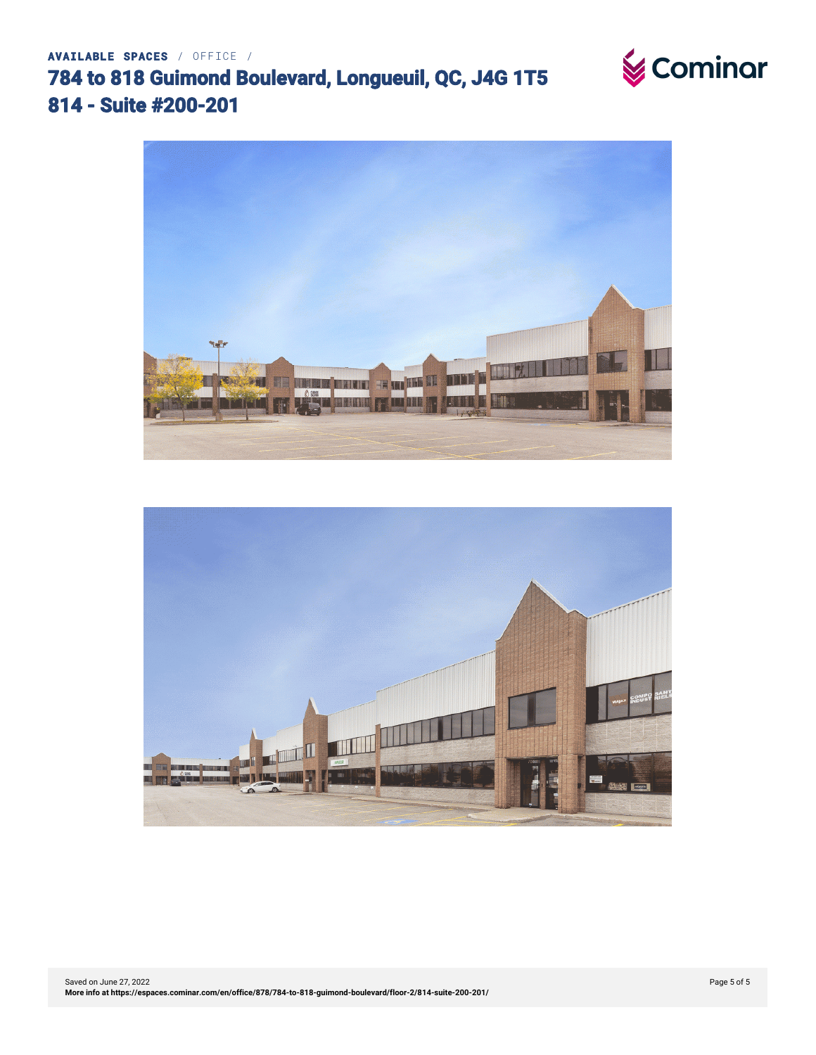**AVAILABLE SPACES** / OFFICE /

# 784 to 818 Guimond Boulevard, Longueuil, QC, J4G 1T5

## 814 - Suite #200-201

Saved on June 27, 2022

**More info at https://espaces.cominar.com/en/office/878/784-to-818-guimond-boulevard/floor-2/814-suite-200-201/**